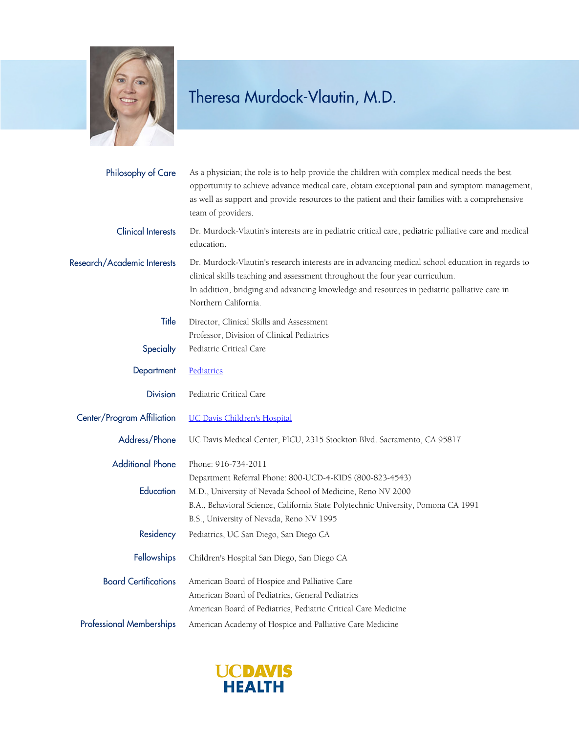# Theresa Murdock-Vlautin, M.D.

**Philosophy of Care**

As a physician; the role is to help provide the children with complex medical needs the best opportunity to achieve advance medical care, obtain exceptional pain and symptom management, as well as support and provide resources to the patient and their families with a comprehensive team of providers.

**Clinical Interests**

Dr. Murdock-Vlautin's interests are in pediatric critical care, pediatric palliative care and medical education.

**Research/Academic Interests**

Dr. Murdock-Vlautin's research interests are in advancing medical school education in regards to clinical skills teaching and assessment throughout the four year curriculum.
In addition, bridging and advancing knowledge and resources in pediatric palliative care in Northern California.

**Title**

Director, Clinical Skills and Assessment
Professor, Division of Clinical Pediatrics

**Specialty**

Pediatric Critical Care

**Department**

Pediatrics

**Division**

Pediatric Critical Care

**Center/Program Affiliation**

UC Davis Children's Hospital

**Address/Phone**

UC Davis Medical Center, PICU, 2315 Stockton Blvd. Sacramento, CA 95817

**Additional Phone**

Phone: 916-734-2011
Department Referral Phone: 800-UCD-4-KIDS (800-823-4543)

**Education**

M.D., University of Nevada School of Medicine, Reno NV 2000
B.A., Behavioral Science, California State Polytechnic University, Pomona CA 1991
B.S., University of Nevada, Reno NV 1995

**Residency**

Pediatrics, UC San Diego, San Diego CA

**Fellowships**

Children's Hospital San Diego, San Diego CA

**Board Certifications**

American Board of Hospice and Palliative Care
American Board of Pediatrics, General Pediatrics
American Board of Pediatrics, Pediatric Critical Care Medicine

**Professional Memberships**

American Academy of Hospice and Palliative Care Medicine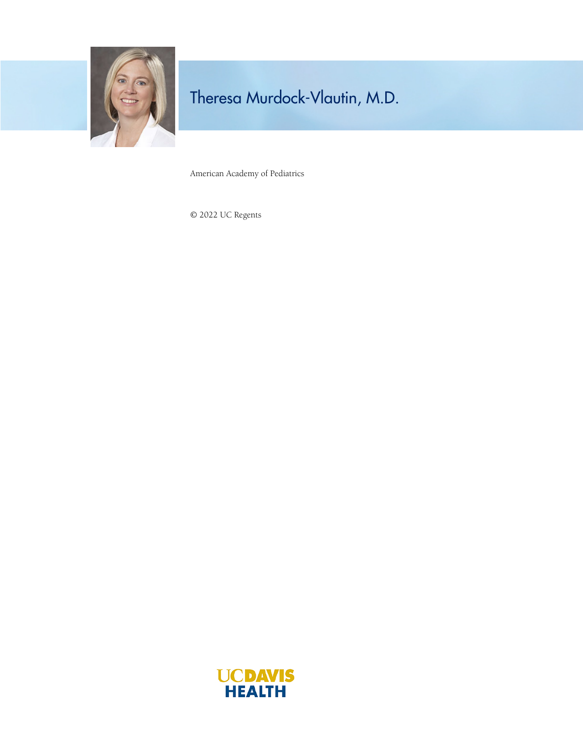# Theresa Murdock-Vlautin, M.D.

American Academy of Pediatrics

© 2022 UC Regents

UC DAVIS HEALTH